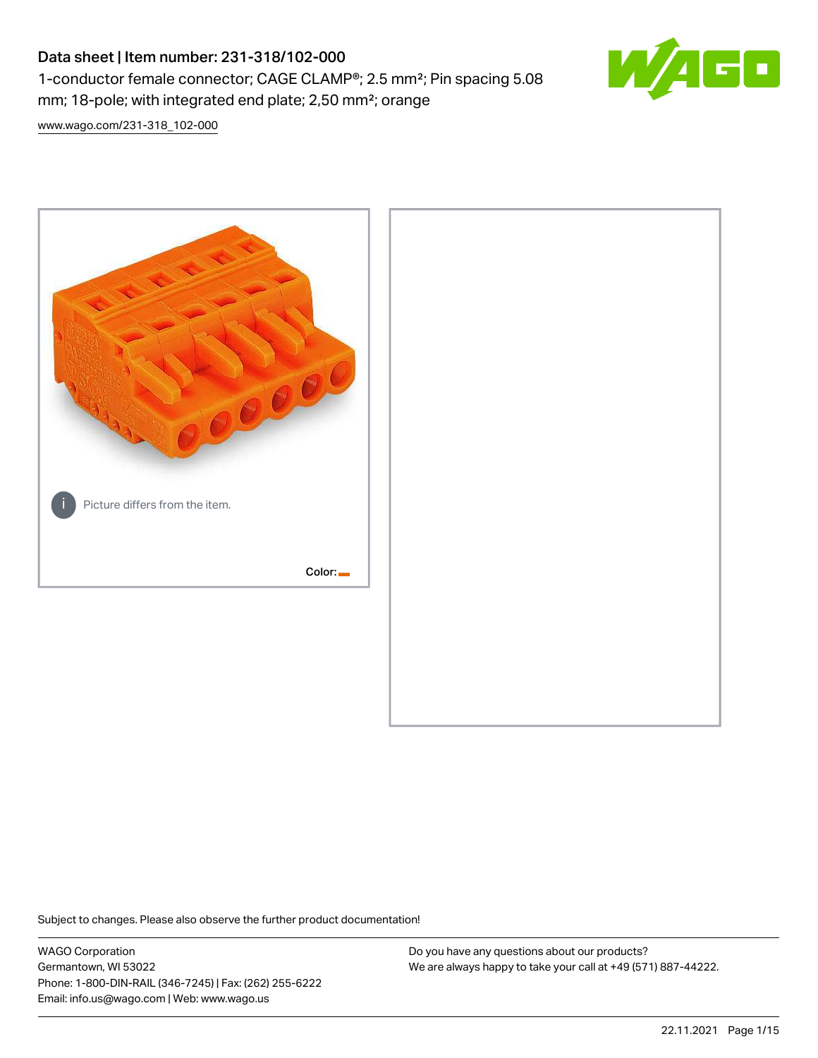# Data sheet | Item number: 231-318/102-000

1-conductor female connector; CAGE CLAMP®; 2.5 mm²; Pin spacing 5.08 mm; 18-pole; with integrated end plate; 2,50 mm²; orange

www.wago.com/231-318_102-000

Picture differs from the item.

Color:

Subject to changes. Please also observe the further product documentation!

WAGO Corporation
Germantown, WI 53022
Phone: 1-800-DIN-RAIL (346-7245) | Fax: (262) 255-6222
Email: info.us@wago.com | Web: www.wago.us

Do you have any questions about our products?
We are always happy to take your call at +49 (571) 887-44222.

22.11.2021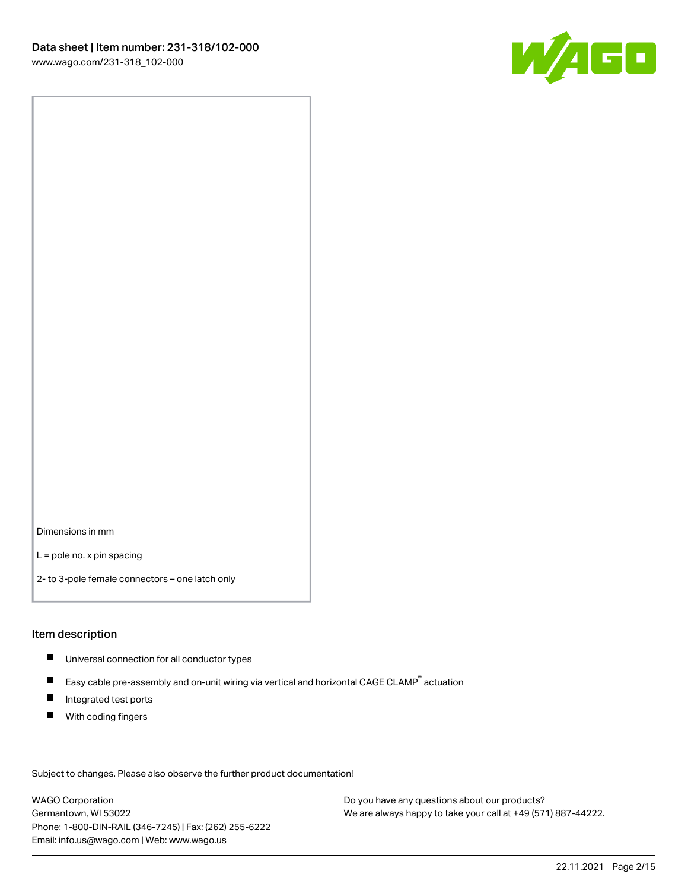Dimensions in mm

L = pole no. x pin spacing

2- to 3-pole female connectors – one latch only

## Item description

- Universal connection for all conductor types
- Easy cable pre-assembly and on-unit wiring via vertical and horizontal CAGE CLAMP® actuation
- Integrated test ports
- With coding fingers

Subject to changes. Please also observe the further product documentation!

WAGO Corporation
Germantown, WI 53022
Phone: 1-800-DIN-RAIL (346-7245) | Fax: (262) 255-6222
Email: info.us@wago.com | Web: www.wago.us

Do you have any questions about our products?
We are always happy to take your call at +49 (571) 887-44222.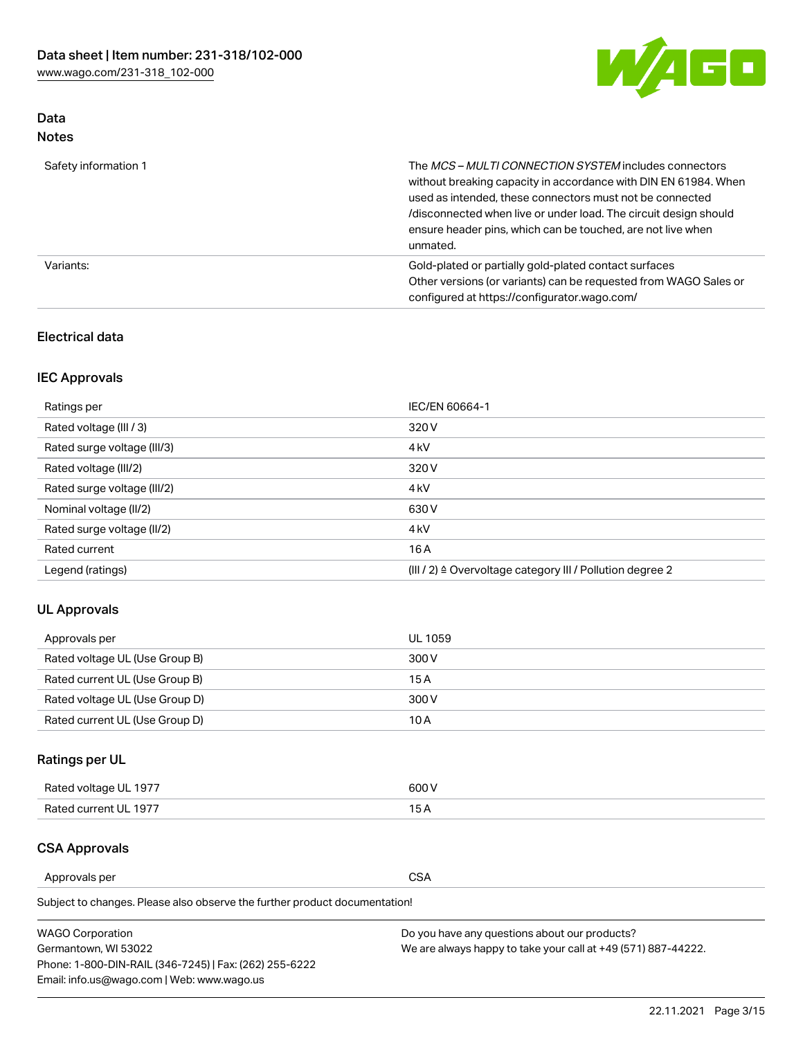## Data

### Notes

| | |
|---|---|
| Safety information 1 | The *MCS – MULTI CONNECTION SYSTEM* includes connectors without breaking capacity in accordance with DIN EN 61984. When used as intended, these connectors must not be connected /disconnected when live or under load. The circuit design should ensure header pins, which can be touched, are not live when unmated. |
| Variants: | Gold-plated or partially gold-plated contact surfaces<br>Other versions (or variants) can be requested from WAGO Sales or configured at https://configurator.wago.com/ |

## Electrical data

### IEC Approvals

| | |
|---|---|
| Ratings per | IEC/EN 60664-1 |
| Rated voltage (III / 3) | 320 V |
| Rated surge voltage (III/3) | 4 kV |
| Rated voltage (III/2) | 320 V |
| Rated surge voltage (III/2) | 4 kV |
| Nominal voltage (II/2) | 630 V |
| Rated surge voltage (II/2) | 4 kV |
| Rated current | 16 A |
| Legend (ratings) | (III / 2) ≙ Overvoltage category III / Pollution degree 2 |

### UL Approvals

| | |
|---|---|
| Approvals per | UL 1059 |
| Rated voltage UL (Use Group B) | 300 V |
| Rated current UL (Use Group B) | 15 A |
| Rated voltage UL (Use Group D) | 300 V |
| Rated current UL (Use Group D) | 10 A |

### Ratings per UL

| | |
|---|---|
| Rated voltage UL 1977 | 600 V |
| Rated current UL 1977 | 15 A |

### CSA Approvals

| | |
|---|---|
| Approvals per | CSA |

Subject to changes. Please also observe the further product documentation!

WAGO Corporation
Germantown, WI 53022
Phone: 1-800-DIN-RAIL (346-7245) | Fax: (262) 255-6222
Email: info.us@wago.com | Web: www.wago.us

Do you have any questions about our products?
We are always happy to take your call at +49 (571) 887-44222.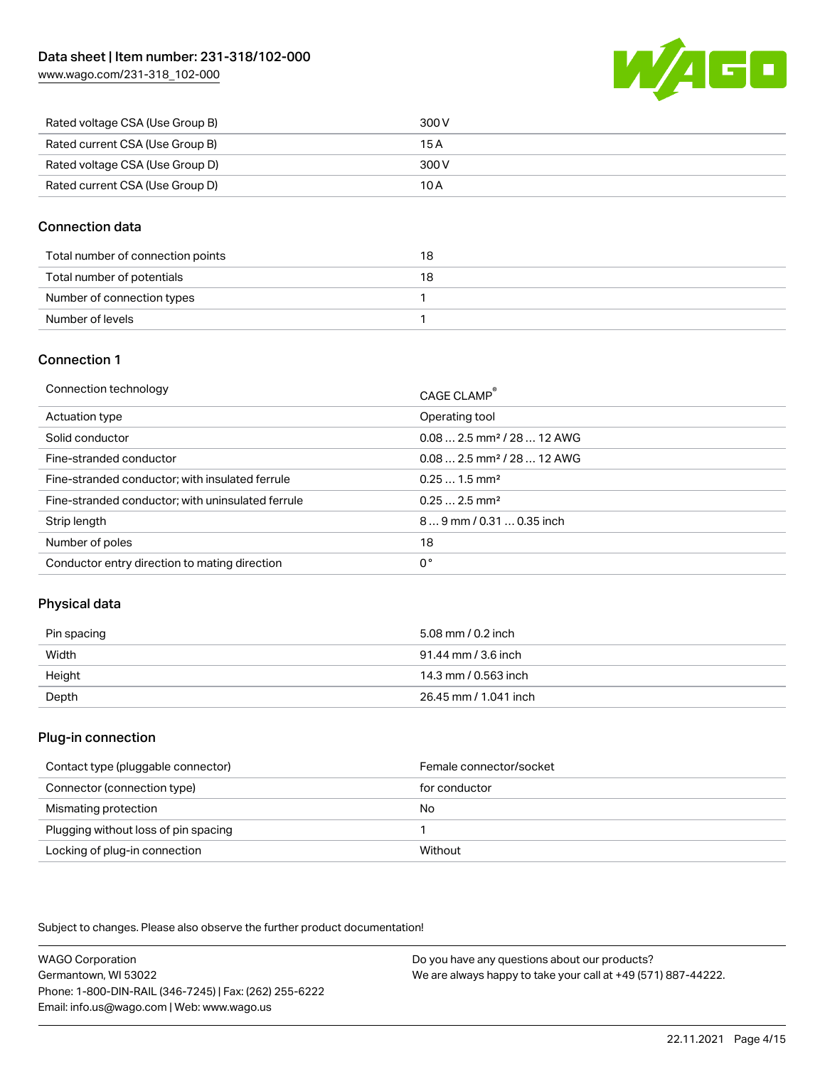| | |
|---|---|
| Rated voltage CSA (Use Group B) | 300 V |
| Rated current CSA (Use Group B) | 15 A |
| Rated voltage CSA (Use Group D) | 300 V |
| Rated current CSA (Use Group D) | 10 A |

## Connection data

| | |
|---|---|
| Total number of connection points | 18 |
| Total number of potentials | 18 |
| Number of connection types | 1 |
| Number of levels | 1 |

## Connection 1

| | |
|---|---|
| Connection technology | CAGE CLAMP® |
| Actuation type | Operating tool |
| Solid conductor | 0.08 … 2.5 mm² / 28 … 12 AWG |
| Fine-stranded conductor | 0.08 … 2.5 mm² / 28 … 12 AWG |
| Fine-stranded conductor; with insulated ferrule | 0.25 … 1.5 mm² |
| Fine-stranded conductor; with uninsulated ferrule | 0.25 … 2.5 mm² |
| Strip length | 8 … 9 mm / 0.31 … 0.35 inch |
| Number of poles | 18 |
| Conductor entry direction to mating direction | 0 ° |

## Physical data

| | |
|---|---|
| Pin spacing | 5.08 mm / 0.2 inch |
| Width | 91.44 mm / 3.6 inch |
| Height | 14.3 mm / 0.563 inch |
| Depth | 26.45 mm / 1.041 inch |

## Plug-in connection

| | |
|---|---|
| Contact type (pluggable connector) | Female connector/socket |
| Connector (connection type) | for conductor |
| Mismating protection | No |
| Plugging without loss of pin spacing | 1 |
| Locking of plug-in connection | Without |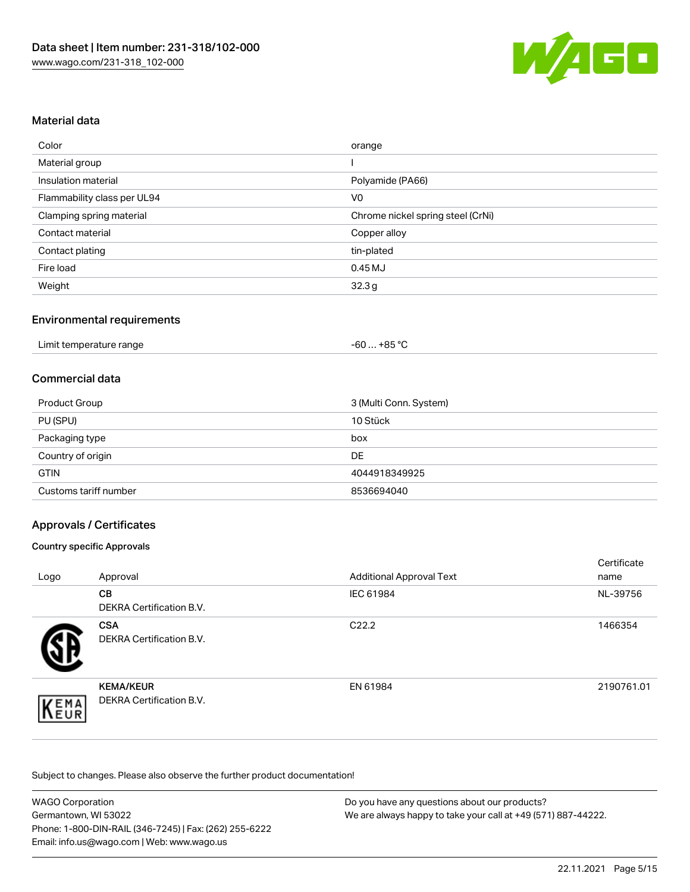## Material data

| Color | orange |
|---|---|
| Material group | I |
| Insulation material | Polyamide (PA66) |
| Flammability class per UL94 | V0 |
| Clamping spring material | Chrome nickel spring steel (CrNi) |
| Contact material | Copper alloy |
| Contact plating | tin-plated |
| Fire load | 0.45 MJ |
| Weight | 32.3 g |

## Environmental requirements

| Limit temperature range | -60 … +85 °C |
|---|---|

## Commercial data

| Product Group | 3 (Multi Conn. System) |
|---|---|
| PU (SPU) | 10 Stück |
| Packaging type | box |
| Country of origin | DE |
| GTIN | 4044918349925 |
| Customs tariff number | 8536694040 |

## Approvals / Certificates

### Country specific Approvals

| Logo | Approval | Additional Approval Text | Certificate name |
|---|---|---|---|
| | **CB** DEKRA Certification B.V. | IEC 61984 | NL-39756 |
| | **CSA** DEKRA Certification B.V. | C22.2 | 1466354 |
| | **KEMA/KEUR** DEKRA Certification B.V. | EN 61984 | 2190761.01 |

Subject to changes. Please also observe the further product documentation!

WAGO Corporation
Germantown, WI 53022
Phone: 1-800-DIN-RAIL (346-7245) | Fax: (262) 255-6222
Email: info.us@wago.com | Web: www.wago.us

Do you have any questions about our products?
We are always happy to take your call at +49 (571) 887-44222.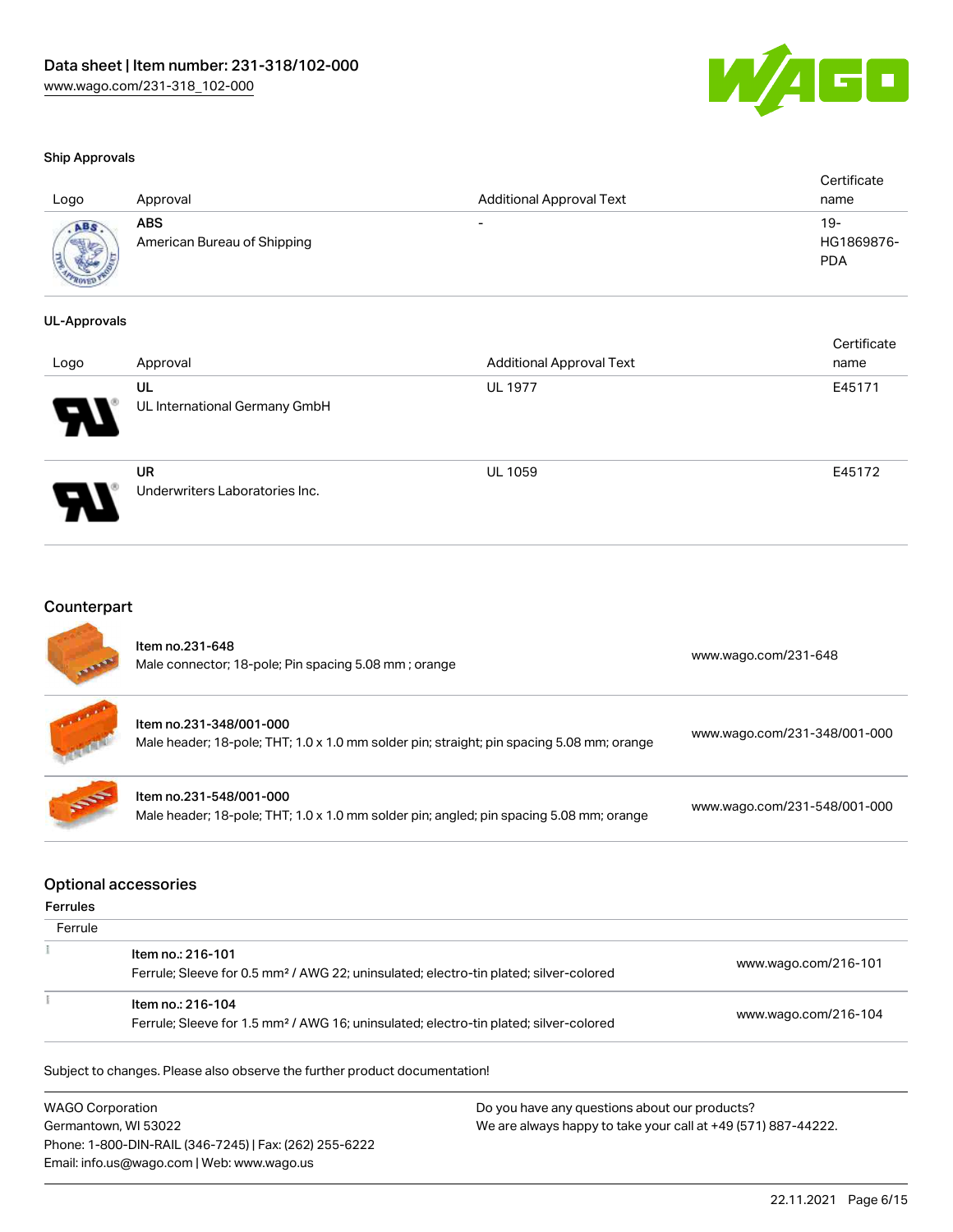### Ship Approvals

| Logo | Approval | Additional Approval Text | Certificate name |
|---|---|---|---|
| | **ABS**<br>American Bureau of Shipping | - | 19-HG1869876-PDA |

### UL-Approvals

| Logo | Approval | Additional Approval Text | Certificate name |
|---|---|---|---|
| | **UL**<br>UL International Germany GmbH | UL 1977 | E45171 |
| | **UR**<br>Underwriters Laboratories Inc. | UL 1059 | E45172 |

## Counterpart

| | | |
|---|---|---|
| | Item no.231-648<br>Male connector; 18-pole; Pin spacing 5.08 mm ; orange | www.wago.com/231-648 |
| | Item no.231-348/001-000<br>Male header; 18-pole; THT; 1.0 x 1.0 mm solder pin; straight; pin spacing 5.08 mm; orange | www.wago.com/231-348/001-000 |
| | Item no.231-548/001-000<br>Male header; 18-pole; THT; 1.0 x 1.0 mm solder pin; angled; pin spacing 5.08 mm; orange | www.wago.com/231-548/001-000 |

## Optional accessories

### Ferrules

| Ferrule | | |
|---|---|---|
| | Item no.: 216-101<br>Ferrule; Sleeve for 0.5 mm² / AWG 22; uninsulated; electro-tin plated; silver-colored | www.wago.com/216-101 |
| | Item no.: 216-104<br>Ferrule; Sleeve for 1.5 mm² / AWG 16; uninsulated; electro-tin plated; silver-colored | www.wago.com/216-104 |

Subject to changes. Please also observe the further product documentation!

WAGO Corporation
Germantown, WI 53022
Phone: 1-800-DIN-RAIL (346-7245) | Fax: (262) 255-6222
Email: info.us@wago.com | Web: www.wago.us

Do you have any questions about our products?
We are always happy to take your call at +49 (571) 887-44222.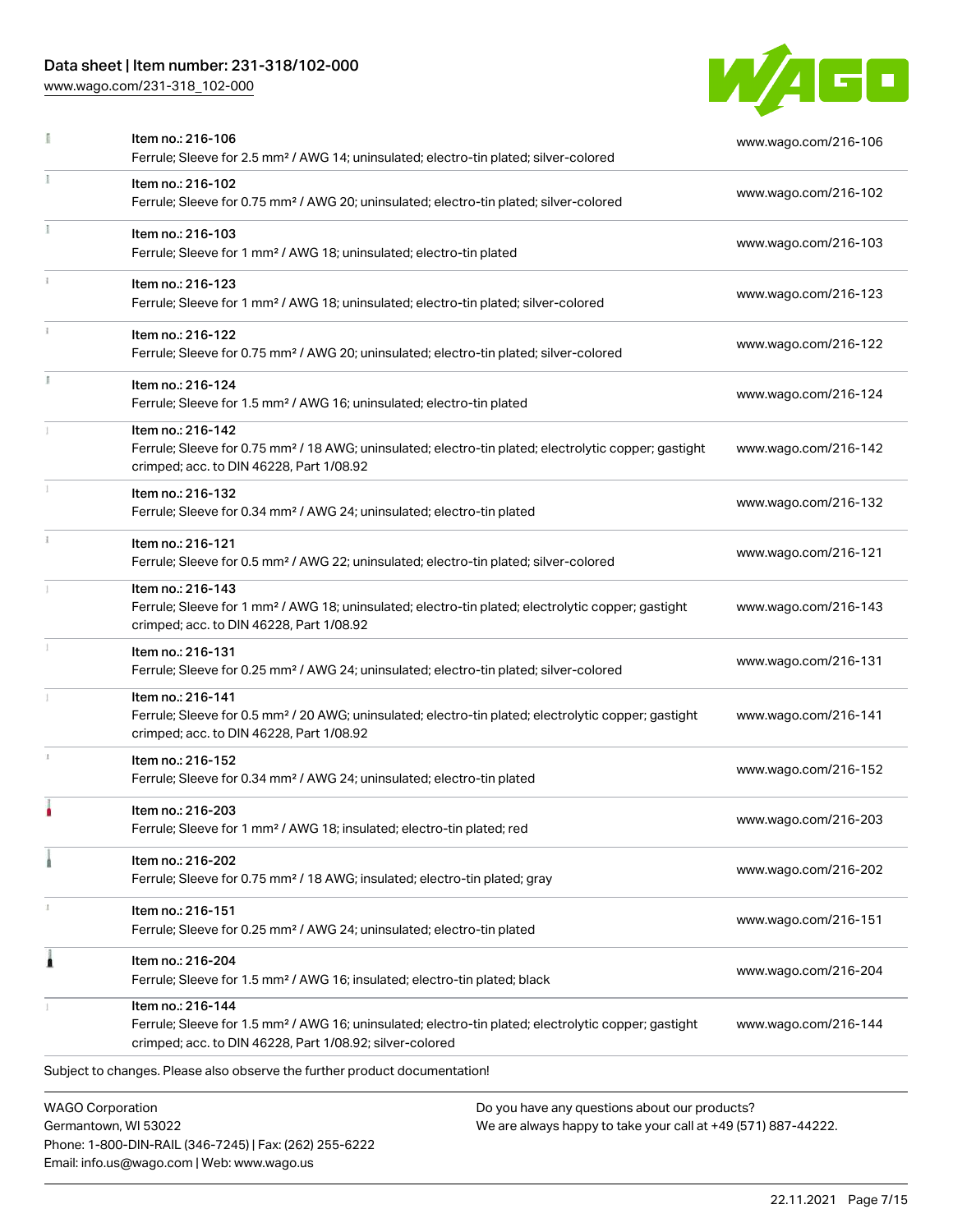| | | |
|---|---|---|
| | Item no.: 216-106<br>Ferrule; Sleeve for 2.5 mm² / AWG 14; uninsulated; electro-tin plated; silver-colored | www.wago.com/216-106 |
| | Item no.: 216-102<br>Ferrule; Sleeve for 0.75 mm² / AWG 20; uninsulated; electro-tin plated; silver-colored | www.wago.com/216-102 |
| | Item no.: 216-103<br>Ferrule; Sleeve for 1 mm² / AWG 18; uninsulated; electro-tin plated | www.wago.com/216-103 |
| | Item no.: 216-123<br>Ferrule; Sleeve for 1 mm² / AWG 18; uninsulated; electro-tin plated; silver-colored | www.wago.com/216-123 |
| | Item no.: 216-122<br>Ferrule; Sleeve for 0.75 mm² / AWG 20; uninsulated; electro-tin plated; silver-colored | www.wago.com/216-122 |
| | Item no.: 216-124<br>Ferrule; Sleeve for 1.5 mm² / AWG 16; uninsulated; electro-tin plated | www.wago.com/216-124 |
| | Item no.: 216-142<br>Ferrule; Sleeve for 0.75 mm² / 18 AWG; uninsulated; electro-tin plated; electrolytic copper; gastight crimped; acc. to DIN 46228, Part 1/08.92 | www.wago.com/216-142 |
| | Item no.: 216-132<br>Ferrule; Sleeve for 0.34 mm² / AWG 24; uninsulated; electro-tin plated | www.wago.com/216-132 |
| | Item no.: 216-121<br>Ferrule; Sleeve for 0.5 mm² / AWG 22; uninsulated; electro-tin plated; silver-colored | www.wago.com/216-121 |
| | Item no.: 216-143<br>Ferrule; Sleeve for 1 mm² / AWG 18; uninsulated; electro-tin plated; electrolytic copper; gastight crimped; acc. to DIN 46228, Part 1/08.92 | www.wago.com/216-143 |
| | Item no.: 216-131<br>Ferrule; Sleeve for 0.25 mm² / AWG 24; uninsulated; electro-tin plated; silver-colored | www.wago.com/216-131 |
| | Item no.: 216-141<br>Ferrule; Sleeve for 0.5 mm² / 20 AWG; uninsulated; electro-tin plated; electrolytic copper; gastight crimped; acc. to DIN 46228, Part 1/08.92 | www.wago.com/216-141 |
| | Item no.: 216-152<br>Ferrule; Sleeve for 0.34 mm² / AWG 24; uninsulated; electro-tin plated | www.wago.com/216-152 |
| | Item no.: 216-203<br>Ferrule; Sleeve for 1 mm² / AWG 18; insulated; electro-tin plated; red | www.wago.com/216-203 |
| | Item no.: 216-202<br>Ferrule; Sleeve for 0.75 mm² / 18 AWG; insulated; electro-tin plated; gray | www.wago.com/216-202 |
| | Item no.: 216-151<br>Ferrule; Sleeve for 0.25 mm² / AWG 24; uninsulated; electro-tin plated | www.wago.com/216-151 |
| | Item no.: 216-204<br>Ferrule; Sleeve for 1.5 mm² / AWG 16; insulated; electro-tin plated; black | www.wago.com/216-204 |
| | Item no.: 216-144<br>Ferrule; Sleeve for 1.5 mm² / AWG 16; uninsulated; electro-tin plated; electrolytic copper; gastight crimped; acc. to DIN 46228, Part 1/08.92; silver-colored | www.wago.com/216-144 |

Subject to changes. Please also observe the further product documentation!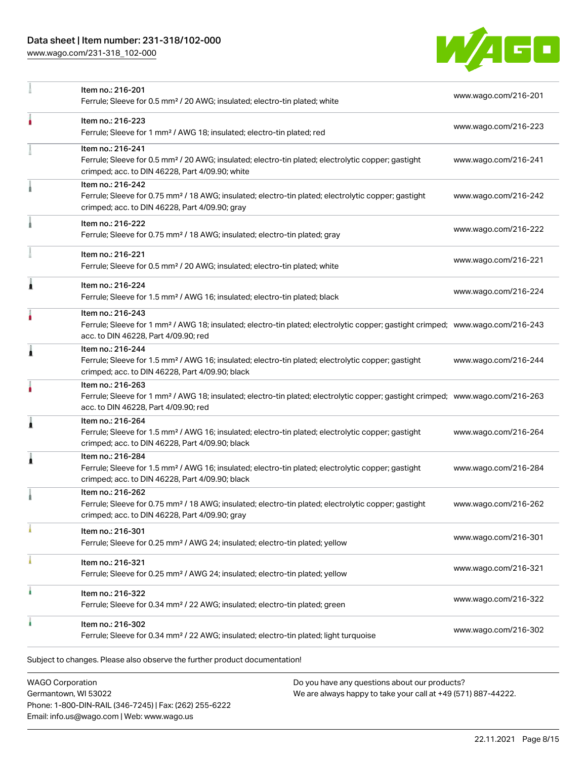| | | |
|---|---|---|
| | Item no.: 216-201<br>Ferrule; Sleeve for 0.5 mm² / 20 AWG; insulated; electro-tin plated; white | www.wago.com/216-201 |
| | Item no.: 216-223<br>Ferrule; Sleeve for 1 mm² / AWG 18; insulated; electro-tin plated; red | www.wago.com/216-223 |
| | Item no.: 216-241<br>Ferrule; Sleeve for 0.5 mm² / 20 AWG; insulated; electro-tin plated; electrolytic copper; gastight crimped; acc. to DIN 46228, Part 4/09.90; white | www.wago.com/216-241 |
| | Item no.: 216-242<br>Ferrule; Sleeve for 0.75 mm² / 18 AWG; insulated; electro-tin plated; electrolytic copper; gastight crimped; acc. to DIN 46228, Part 4/09.90; gray | www.wago.com/216-242 |
| | Item no.: 216-222<br>Ferrule; Sleeve for 0.75 mm² / 18 AWG; insulated; electro-tin plated; gray | www.wago.com/216-222 |
| | Item no.: 216-221<br>Ferrule; Sleeve for 0.5 mm² / 20 AWG; insulated; electro-tin plated; white | www.wago.com/216-221 |
| | Item no.: 216-224<br>Ferrule; Sleeve for 1.5 mm² / AWG 16; insulated; electro-tin plated; black | www.wago.com/216-224 |
| | Item no.: 216-243<br>Ferrule; Sleeve for 1 mm² / AWG 18; insulated; electro-tin plated; electrolytic copper; gastight crimped; acc. to DIN 46228, Part 4/09.90; red | www.wago.com/216-243 |
| | Item no.: 216-244<br>Ferrule; Sleeve for 1.5 mm² / AWG 16; insulated; electro-tin plated; electrolytic copper; gastight crimped; acc. to DIN 46228, Part 4/09.90; black | www.wago.com/216-244 |
| | Item no.: 216-263<br>Ferrule; Sleeve for 1 mm² / AWG 18; insulated; electro-tin plated; electrolytic copper; gastight crimped; acc. to DIN 46228, Part 4/09.90; red | www.wago.com/216-263 |
| | Item no.: 216-264<br>Ferrule; Sleeve for 1.5 mm² / AWG 16; insulated; electro-tin plated; electrolytic copper; gastight crimped; acc. to DIN 46228, Part 4/09.90; black | www.wago.com/216-264 |
| | Item no.: 216-284<br>Ferrule; Sleeve for 1.5 mm² / AWG 16; insulated; electro-tin plated; electrolytic copper; gastight crimped; acc. to DIN 46228, Part 4/09.90; black | www.wago.com/216-284 |
| | Item no.: 216-262<br>Ferrule; Sleeve for 0.75 mm² / 18 AWG; insulated; electro-tin plated; electrolytic copper; gastight crimped; acc. to DIN 46228, Part 4/09.90; gray | www.wago.com/216-262 |
| | Item no.: 216-301<br>Ferrule; Sleeve for 0.25 mm² / AWG 24; insulated; electro-tin plated; yellow | www.wago.com/216-301 |
| | Item no.: 216-321<br>Ferrule; Sleeve for 0.25 mm² / AWG 24; insulated; electro-tin plated; yellow | www.wago.com/216-321 |
| | Item no.: 216-322<br>Ferrule; Sleeve for 0.34 mm² / 22 AWG; insulated; electro-tin plated; green | www.wago.com/216-322 |
| | Item no.: 216-302<br>Ferrule; Sleeve for 0.34 mm² / 22 AWG; insulated; electro-tin plated; light turquoise | www.wago.com/216-302 |

Subject to changes. Please also observe the further product documentation!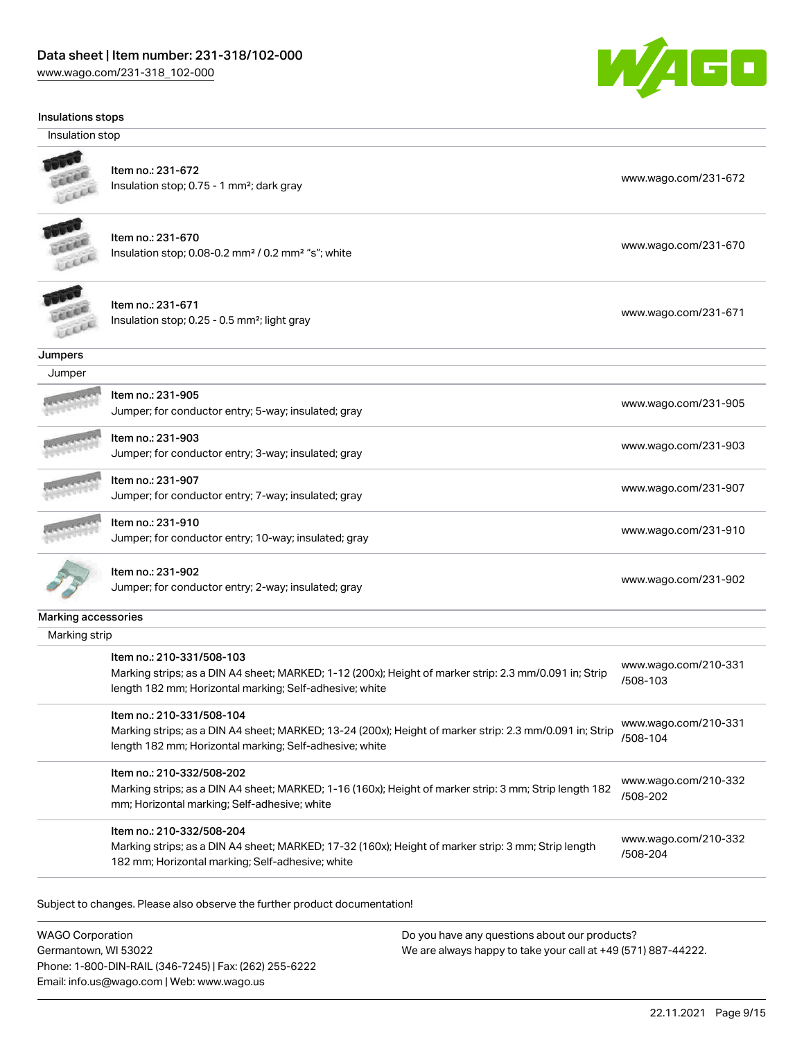### Insulations stops

#### Insulation stop

| | |
|---|---|
| Item no.: 231-672<br>Insulation stop; 0.75 - 1 mm²; dark gray | www.wago.com/231-672 |
| Item no.: 231-670<br>Insulation stop; 0.08-0.2 mm² / 0.2 mm² "s"; white | www.wago.com/231-670 |
| Item no.: 231-671<br>Insulation stop; 0.25 - 0.5 mm²; light gray | www.wago.com/231-671 |

### Jumpers

#### Jumper

| | |
|---|---|
| Item no.: 231-905<br>Jumper; for conductor entry; 5-way; insulated; gray | www.wago.com/231-905 |
| Item no.: 231-903<br>Jumper; for conductor entry; 3-way; insulated; gray | www.wago.com/231-903 |
| Item no.: 231-907<br>Jumper; for conductor entry; 7-way; insulated; gray | www.wago.com/231-907 |
| Item no.: 231-910<br>Jumper; for conductor entry; 10-way; insulated; gray | www.wago.com/231-910 |
| Item no.: 231-902<br>Jumper; for conductor entry; 2-way; insulated; gray | www.wago.com/231-902 |

### Marking accessories

#### Marking strip

| | |
|---|---|
| Item no.: 210-331/508-103<br>Marking strips; as a DIN A4 sheet; MARKED; 1-12 (200x); Height of marker strip: 2.3 mm/0.091 in; Strip length 182 mm; Horizontal marking; Self-adhesive; white | www.wago.com/210-331/508-103 |
| Item no.: 210-331/508-104<br>Marking strips; as a DIN A4 sheet; MARKED; 13-24 (200x); Height of marker strip: 2.3 mm/0.091 in; Strip length 182 mm; Horizontal marking; Self-adhesive; white | www.wago.com/210-331/508-104 |
| Item no.: 210-332/508-202<br>Marking strips; as a DIN A4 sheet; MARKED; 1-16 (160x); Height of marker strip: 3 mm; Strip length 182 mm; Horizontal marking; Self-adhesive; white | www.wago.com/210-332/508-202 |
| Item no.: 210-332/508-204<br>Marking strips; as a DIN A4 sheet; MARKED; 17-32 (160x); Height of marker strip: 3 mm; Strip length 182 mm; Horizontal marking; Self-adhesive; white | www.wago.com/210-332/508-204 |

Subject to changes. Please also observe the further product documentation!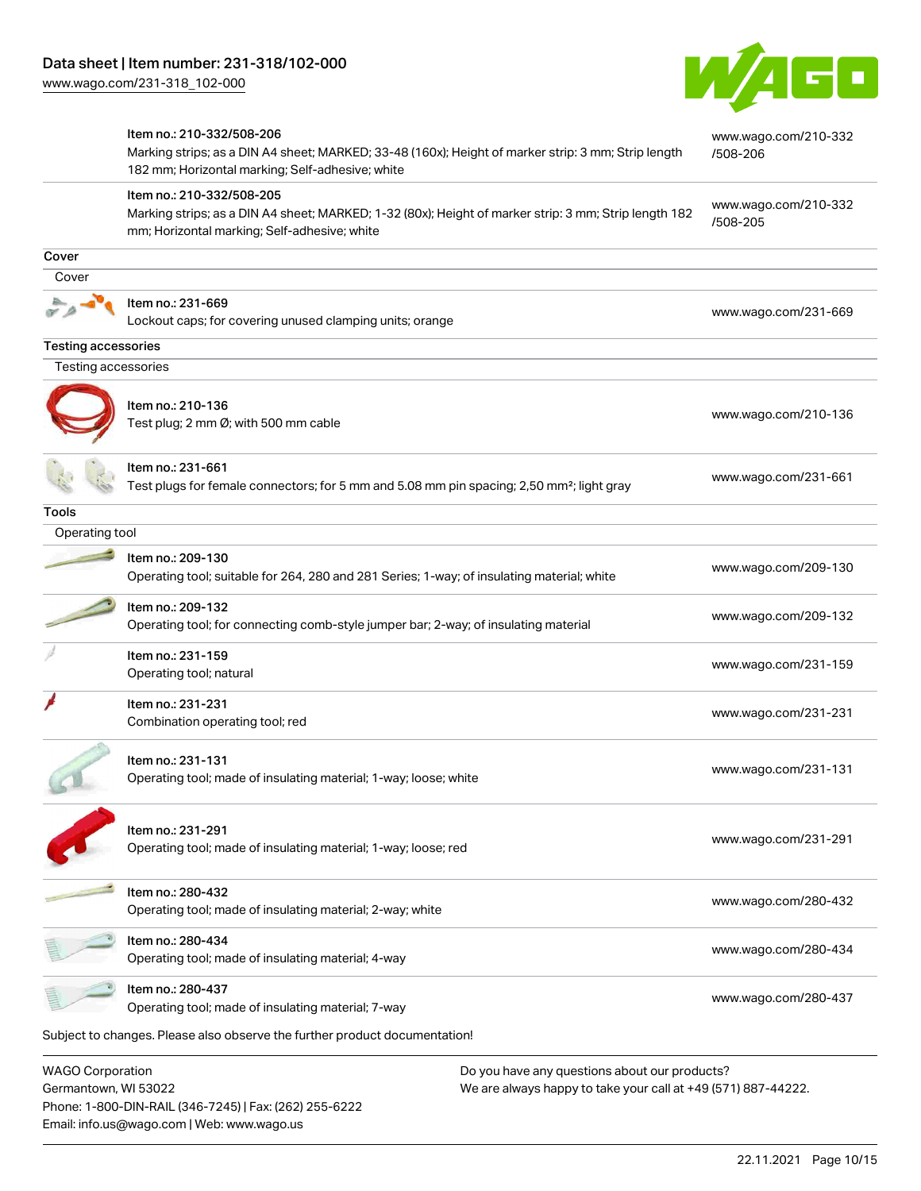| | | |
|---|---|---|
| | Item no.: 210-332/508-206<br>Marking strips; as a DIN A4 sheet; MARKED; 33-48 (160x); Height of marker strip: 3 mm; Strip length 182 mm; Horizontal marking; Self-adhesive; white | www.wago.com/210-332/508-206 |
| | Item no.: 210-332/508-205<br>Marking strips; as a DIN A4 sheet; MARKED; 1-32 (80x); Height of marker strip: 3 mm; Strip length 182 mm; Horizontal marking; Self-adhesive; white | www.wago.com/210-332/508-205 |

## Cover

### Cover

| | | |
|---|---|---|
| | Item no.: 231-669<br>Lockout caps; for covering unused clamping units; orange | www.wago.com/231-669 |

## Testing accessories

### Testing accessories

| | | |
|---|---|---|
| | Item no.: 210-136<br>Test plug; 2 mm Ø; with 500 mm cable | www.wago.com/210-136 |
| | Item no.: 231-661<br>Test plugs for female connectors; for 5 mm and 5.08 mm pin spacing; 2,50 mm²; light gray | www.wago.com/231-661 |

## Tools

### Operating tool

| | | |
|---|---|---|
| | Item no.: 209-130<br>Operating tool; suitable for 264, 280 and 281 Series; 1-way; of insulating material; white | www.wago.com/209-130 |
| | Item no.: 209-132<br>Operating tool; for connecting comb-style jumper bar; 2-way; of insulating material | www.wago.com/209-132 |
| | Item no.: 231-159<br>Operating tool; natural | www.wago.com/231-159 |
| | Item no.: 231-231<br>Combination operating tool; red | www.wago.com/231-231 |
| | Item no.: 231-131<br>Operating tool; made of insulating material; 1-way; loose; white | www.wago.com/231-131 |
| | Item no.: 231-291<br>Operating tool; made of insulating material; 1-way; loose; red | www.wago.com/231-291 |
| | Item no.: 280-432<br>Operating tool; made of insulating material; 2-way; white | www.wago.com/280-432 |
| | Item no.: 280-434<br>Operating tool; made of insulating material; 4-way | www.wago.com/280-434 |
| | Item no.: 280-437<br>Operating tool; made of insulating material; 7-way | www.wago.com/280-437 |

Subject to changes. Please also observe the further product documentation!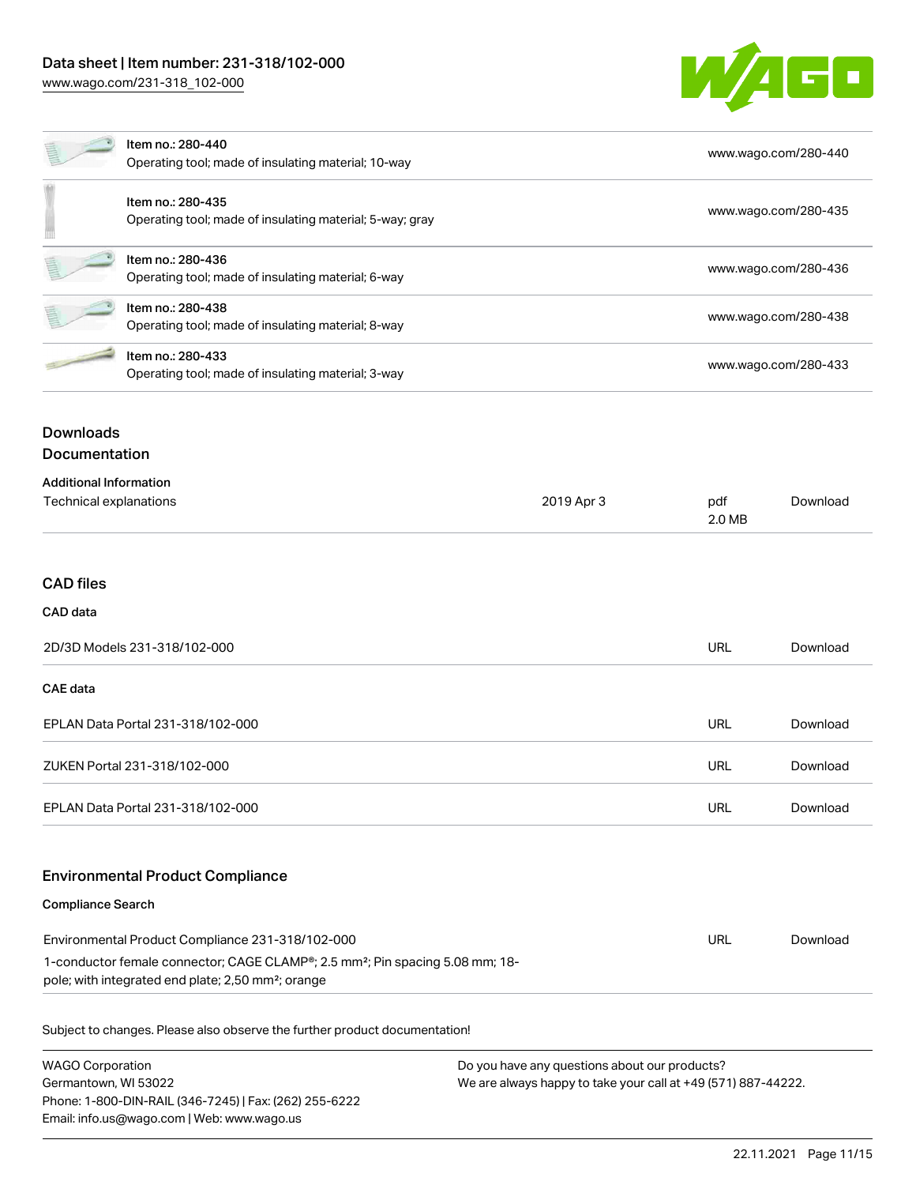| Item | Link |
| --- | --- |
| Item no.: 280-440<br>Operating tool; made of insulating material; 10-way | www.wago.com/280-440 |
| Item no.: 280-435<br>Operating tool; made of insulating material; 5-way; gray | www.wago.com/280-435 |
| Item no.: 280-436<br>Operating tool; made of insulating material; 6-way | www.wago.com/280-436 |
| Item no.: 280-438<br>Operating tool; made of insulating material; 8-way | www.wago.com/280-438 |
| Item no.: 280-433<br>Operating tool; made of insulating material; 3-way | www.wago.com/280-433 |

## Downloads

### Documentation

**Additional Information**

| | | | |
| --- | --- | --- | --- |
| Technical explanations | 2019 Apr 3 | pdf<br>2.0 MB | Download |

### CAD files

**CAD data**

| | | |
| --- | --- | --- |
| 2D/3D Models 231-318/102-000 | URL | Download |

**CAE data**

| | | |
| --- | --- | --- |
| EPLAN Data Portal 231-318/102-000 | URL | Download |
| ZUKEN Portal 231-318/102-000 | URL | Download |
| EPLAN Data Portal 231-318/102-000 | URL | Download |

### Environmental Product Compliance

**Compliance Search**

| | | |
| --- | --- | --- |
| Environmental Product Compliance 231-318/102-000<br>1-conductor female connector; CAGE CLAMP®; 2.5 mm²; Pin spacing 5.08 mm; 18-pole; with integrated end plate; 2,50 mm²; orange | URL | Download |

Subject to changes. Please also observe the further product documentation!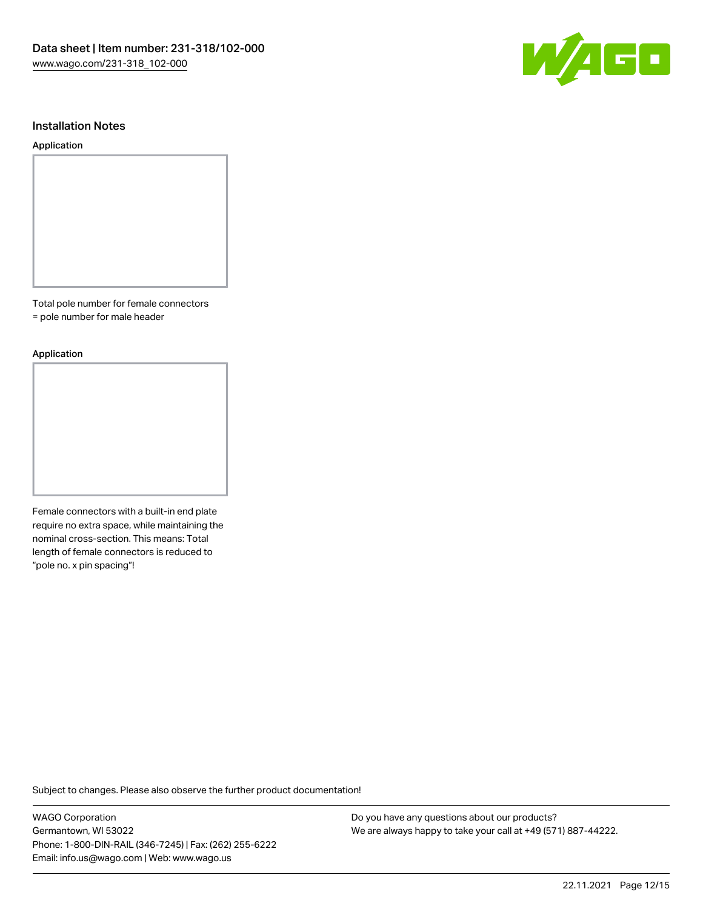## Installation Notes

### Application

Total pole number for female connectors
= pole number for male header

### Application

Female connectors with a built-in end plate require no extra space, while maintaining the nominal cross-section. This means: Total length of female connectors is reduced to "pole no. x pin spacing"!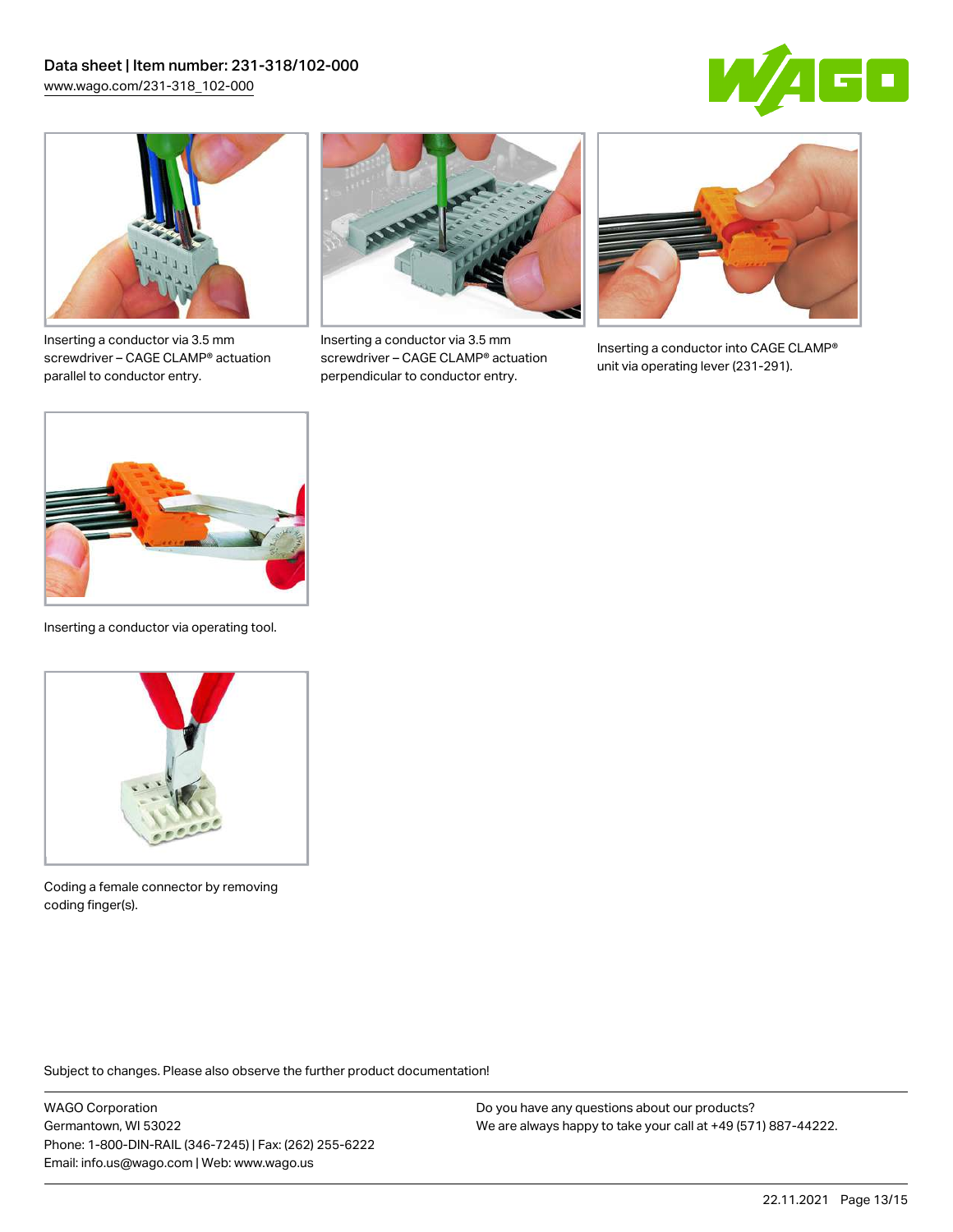Inserting a conductor via 3.5 mm screwdriver – CAGE CLAMP® actuation parallel to conductor entry.

Inserting a conductor via 3.5 mm screwdriver – CAGE CLAMP® actuation perpendicular to conductor entry.

Inserting a conductor into CAGE CLAMP® unit via operating lever (231-291).

Inserting a conductor via operating tool.

Coding a female connector by removing coding finger(s).

Subject to changes. Please also observe the further product documentation!

WAGO Corporation
Germantown, WI 53022
Phone: 1-800-DIN-RAIL (346-7245) | Fax: (262) 255-6222
Email: info.us@wago.com | Web: www.wago.us

Do you have any questions about our products?
We are always happy to take your call at +49 (571) 887-44222.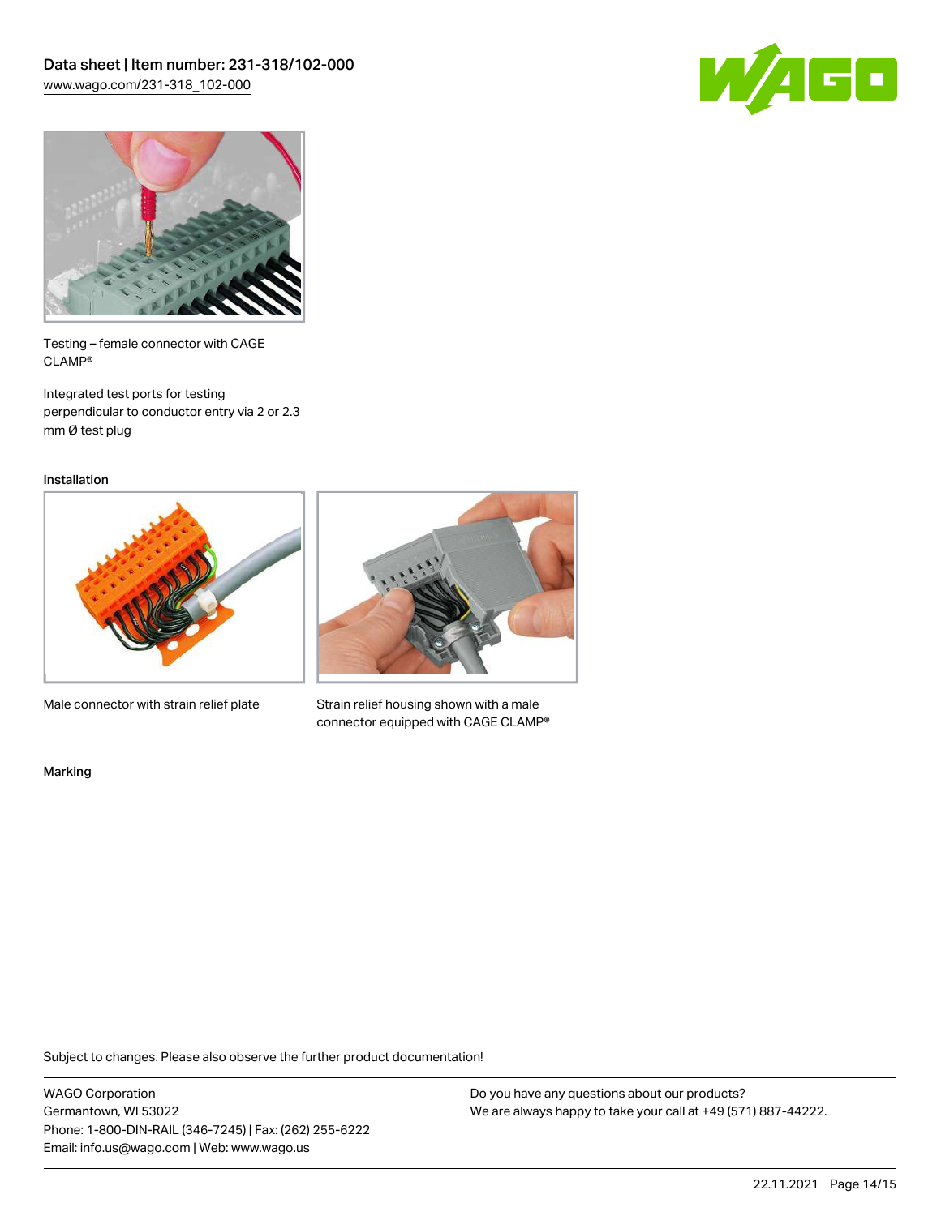Testing – female connector with CAGE CLAMP®

Integrated test ports for testing perpendicular to conductor entry via 2 or 2.3 mm Ø test plug

Installation

Male connector with strain relief plate

Strain relief housing shown with a male connector equipped with CAGE CLAMP®

Marking

Subject to changes. Please also observe the further product documentation!

WAGO Corporation
Germantown, WI 53022
Phone: 1-800-DIN-RAIL (346-7245) | Fax: (262) 255-6222
Email: info.us@wago.com | Web: www.wago.us

Do you have any questions about our products?
We are always happy to take your call at +49 (571) 887-44222.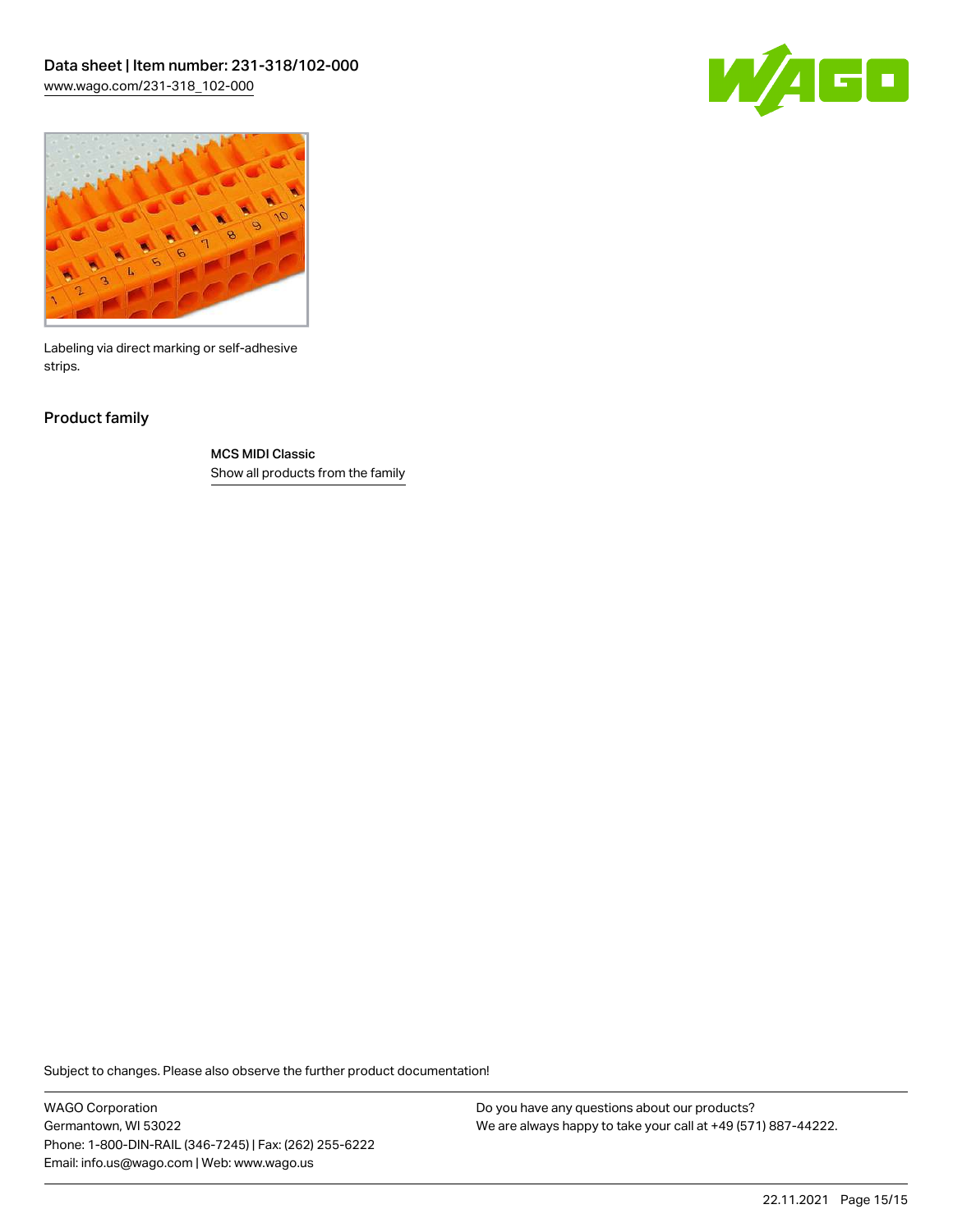Labeling via direct marking or self-adhesive strips.

## Product family

**MCS MIDI Classic**

Show all products from the family

Subject to changes. Please also observe the further product documentation!

WAGO Corporation
Germantown, WI 53022
Phone: 1-800-DIN-RAIL (346-7245) | Fax: (262) 255-6222
Email: info.us@wago.com | Web: www.wago.us

Do you have any questions about our products?
We are always happy to take your call at +49 (571) 887-44222.